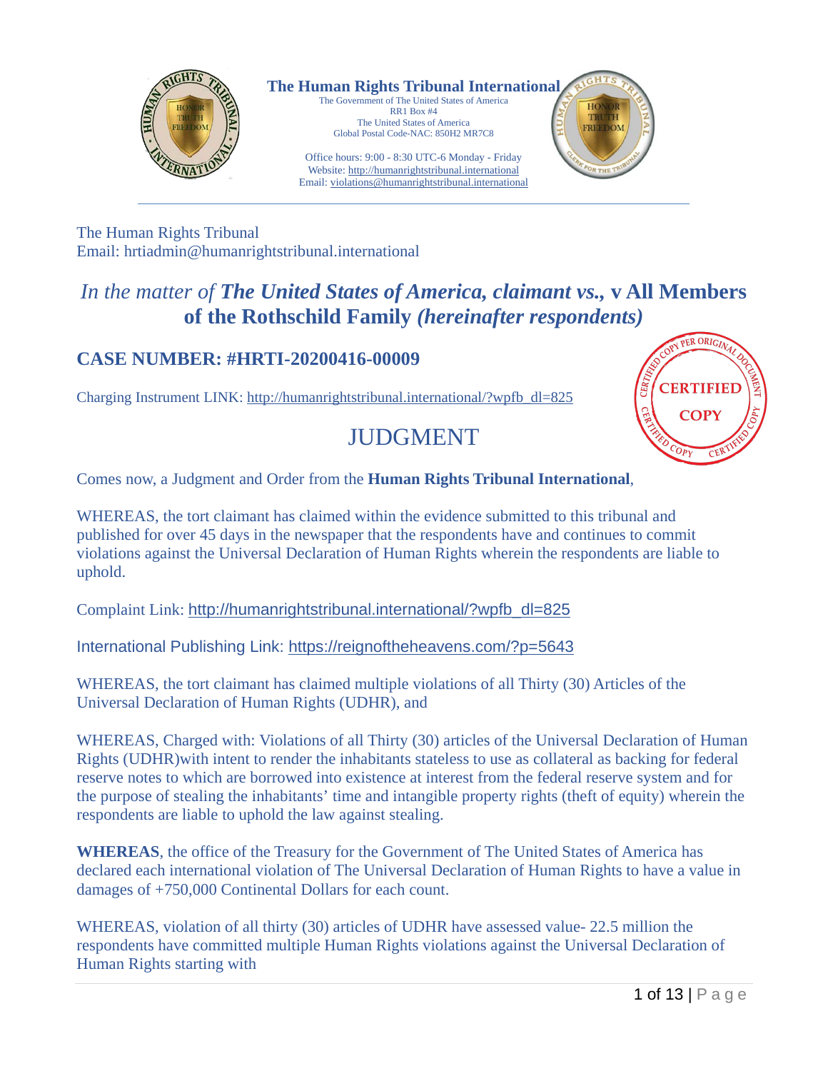**The Human Rights Tribunal International**
The Government of The United States of America
RR1 Box #4
The United States of America
Global Postal Code-NAC: 850H2 MR7C8

Office hours: 9:00 - 8:30 UTC-6 Monday - Friday
Website: http://humanrightstribunal.international
Email: violations@humanrightstribunal.international

The Human Rights Tribunal
Email: hrtiadmin@humanrightstribunal.international

## *In the matter of* ***The United States of America, claimant vs.,*** **v All Members of the Rothschild Family** ***(hereinafter respondents)***

### CASE NUMBER: #HRTI-20200416-00009

Charging Instrument LINK: http://humanrightstribunal.international/?wpfb_dl=825

CERTIFIED COPY

# JUDGMENT

Comes now, a Judgment and Order from the **Human Rights Tribunal International**,

WHEREAS, the tort claimant has claimed within the evidence submitted to this tribunal and published for over 45 days in the newspaper that the respondents have and continues to commit violations against the Universal Declaration of Human Rights wherein the respondents are liable to uphold.

Complaint Link: http://humanrightstribunal.international/?wpfb_dl=825

International Publishing Link: https://reignoftheheavens.com/?p=5643

WHEREAS, the tort claimant has claimed multiple violations of all Thirty (30) Articles of the Universal Declaration of Human Rights (UDHR), and

WHEREAS, Charged with: Violations of all Thirty (30) articles of the Universal Declaration of Human Rights (UDHR)with intent to render the inhabitants stateless to use as collateral as backing for federal reserve notes to which are borrowed into existence at interest from the federal reserve system and for the purpose of stealing the inhabitants' time and intangible property rights (theft of equity) wherein the respondents are liable to uphold the law against stealing.

**WHEREAS**, the office of the Treasury for the Government of The United States of America has declared each international violation of The Universal Declaration of Human Rights to have a value in damages of +750,000 Continental Dollars for each count.

WHEREAS, violation of all thirty (30) articles of UDHR have assessed value- 22.5 million the respondents have committed multiple Human Rights violations against the Universal Declaration of Human Rights starting with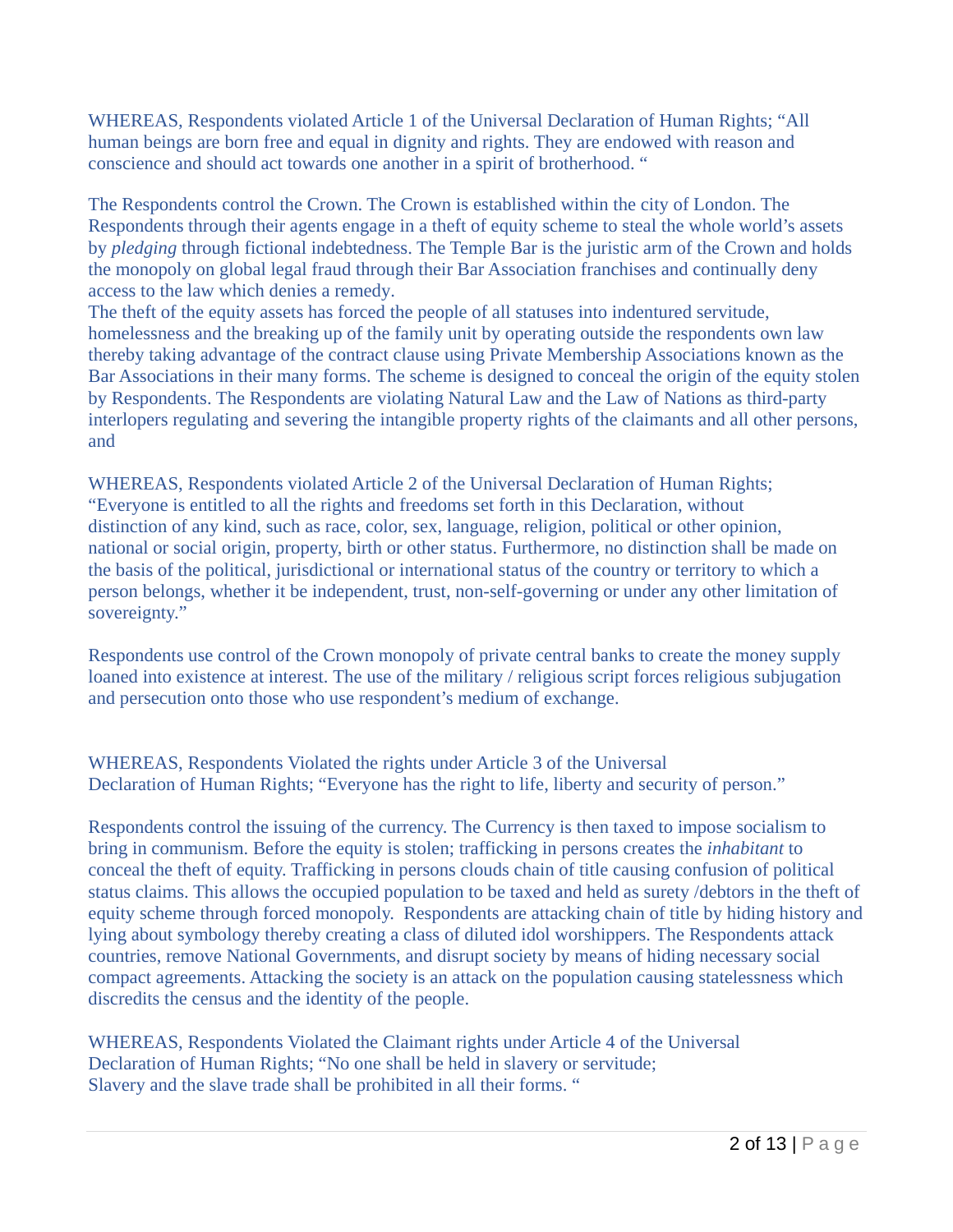WHEREAS, Respondents violated Article 1 of the Universal Declaration of Human Rights; "All human beings are born free and equal in dignity and rights. They are endowed with reason and conscience and should act towards one another in a spirit of brotherhood. "

The Respondents control the Crown. The Crown is established within the city of London. The Respondents through their agents engage in a theft of equity scheme to steal the whole world's assets by *pledging* through fictional indebtedness. The Temple Bar is the juristic arm of the Crown and holds the monopoly on global legal fraud through their Bar Association franchises and continually deny access to the law which denies a remedy.
The theft of the equity assets has forced the people of all statuses into indentured servitude, homelessness and the breaking up of the family unit by operating outside the respondents own law thereby taking advantage of the contract clause using Private Membership Associations known as the Bar Associations in their many forms. The scheme is designed to conceal the origin of the equity stolen by Respondents. The Respondents are violating Natural Law and the Law of Nations as third-party interlopers regulating and severing the intangible property rights of the claimants and all other persons, and

WHEREAS, Respondents violated Article 2 of the Universal Declaration of Human Rights; "Everyone is entitled to all the rights and freedoms set forth in this Declaration, without distinction of any kind, such as race, color, sex, language, religion, political or other opinion, national or social origin, property, birth or other status. Furthermore, no distinction shall be made on the basis of the political, jurisdictional or international status of the country or territory to which a person belongs, whether it be independent, trust, non-self-governing or under any other limitation of sovereignty."

Respondents use control of the Crown monopoly of private central banks to create the money supply loaned into existence at interest. The use of the military / religious script forces religious subjugation and persecution onto those who use respondent's medium of exchange.

WHEREAS, Respondents Violated the rights under Article 3 of the Universal Declaration of Human Rights; "Everyone has the right to life, liberty and security of person."

Respondents control the issuing of the currency. The Currency is then taxed to impose socialism to bring in communism. Before the equity is stolen; trafficking in persons creates the *inhabitant* to conceal the theft of equity. Trafficking in persons clouds chain of title causing confusion of political status claims. This allows the occupied population to be taxed and held as surety /debtors in the theft of equity scheme through forced monopoly. Respondents are attacking chain of title by hiding history and lying about symbology thereby creating a class of diluted idol worshippers. The Respondents attack countries, remove National Governments, and disrupt society by means of hiding necessary social compact agreements. Attacking the society is an attack on the population causing statelessness which discredits the census and the identity of the people.

WHEREAS, Respondents Violated the Claimant rights under Article 4 of the Universal Declaration of Human Rights; "No one shall be held in slavery or servitude; Slavery and the slave trade shall be prohibited in all their forms. "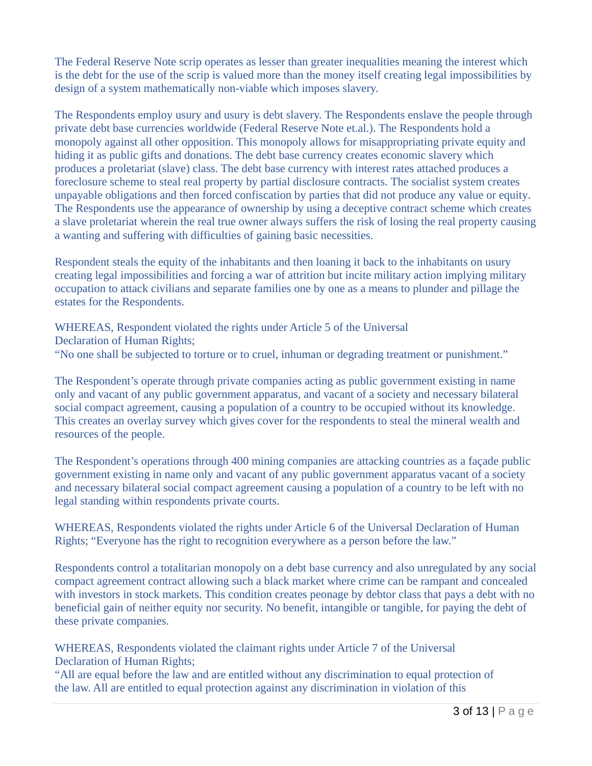The Federal Reserve Note scrip operates as lesser than greater inequalities meaning the interest which is the debt for the use of the scrip is valued more than the money itself creating legal impossibilities by design of a system mathematically non-viable which imposes slavery.

The Respondents employ usury and usury is debt slavery. The Respondents enslave the people through private debt base currencies worldwide (Federal Reserve Note et.al.). The Respondents hold a monopoly against all other opposition. This monopoly allows for misappropriating private equity and hiding it as public gifts and donations. The debt base currency creates economic slavery which produces a proletariat (slave) class. The debt base currency with interest rates attached produces a foreclosure scheme to steal real property by partial disclosure contracts. The socialist system creates unpayable obligations and then forced confiscation by parties that did not produce any value or equity. The Respondents use the appearance of ownership by using a deceptive contract scheme which creates a slave proletariat wherein the real true owner always suffers the risk of losing the real property causing a wanting and suffering with difficulties of gaining basic necessities.

Respondent steals the equity of the inhabitants and then loaning it back to the inhabitants on usury creating legal impossibilities and forcing a war of attrition but incite military action implying military occupation to attack civilians and separate families one by one as a means to plunder and pillage the estates for the Respondents.

WHEREAS, Respondent violated the rights under Article 5 of the Universal Declaration of Human Rights;
"No one shall be subjected to torture or to cruel, inhuman or degrading treatment or punishment."

The Respondent's operate through private companies acting as public government existing in name only and vacant of any public government apparatus, and vacant of a society and necessary bilateral social compact agreement, causing a population of a country to be occupied without its knowledge. This creates an overlay survey which gives cover for the respondents to steal the mineral wealth and resources of the people.

The Respondent's operations through 400 mining companies are attacking countries as a façade public government existing in name only and vacant of any public government apparatus vacant of a society and necessary bilateral social compact agreement causing a population of a country to be left with no legal standing within respondents private courts.

WHEREAS, Respondents violated the rights under Article 6 of the Universal Declaration of Human Rights; "Everyone has the right to recognition everywhere as a person before the law."

Respondents control a totalitarian monopoly on a debt base currency and also unregulated by any social compact agreement contract allowing such a black market where crime can be rampant and concealed with investors in stock markets. This condition creates peonage by debtor class that pays a debt with no beneficial gain of neither equity nor security. No benefit, intangible or tangible, for paying the debt of these private companies.

WHEREAS, Respondents violated the claimant rights under Article 7 of the Universal Declaration of Human Rights;
"All are equal before the law and are entitled without any discrimination to equal protection of the law. All are entitled to equal protection against any discrimination in violation of this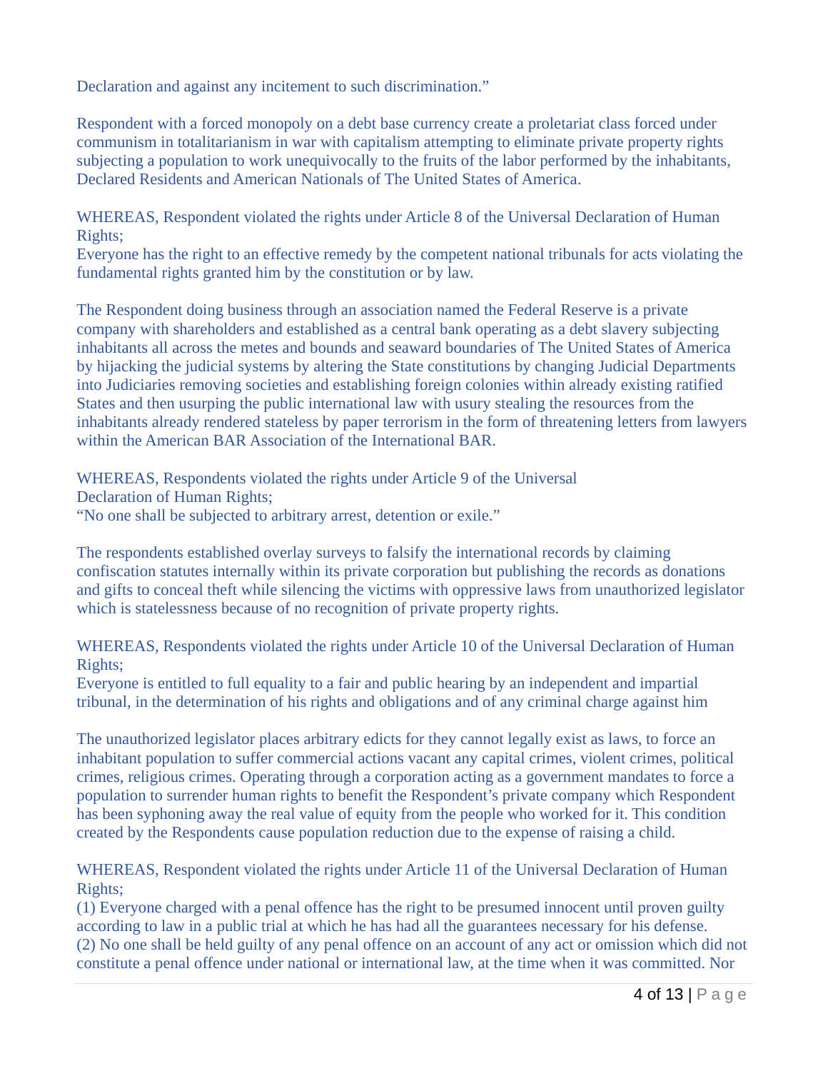Declaration and against any incitement to such discrimination."

Respondent with a forced monopoly on a debt base currency create a proletariat class forced under communism in totalitarianism in war with capitalism attempting to eliminate private property rights subjecting a population to work unequivocally to the fruits of the labor performed by the inhabitants, Declared Residents and American Nationals of The United States of America.

WHEREAS, Respondent violated the rights under Article 8 of the Universal Declaration of Human Rights;
Everyone has the right to an effective remedy by the competent national tribunals for acts violating the fundamental rights granted him by the constitution or by law.

The Respondent doing business through an association named the Federal Reserve is a private company with shareholders and established as a central bank operating as a debt slavery subjecting inhabitants all across the metes and bounds and seaward boundaries of The United States of America by hijacking the judicial systems by altering the State constitutions by changing Judicial Departments into Judiciaries removing societies and establishing foreign colonies within already existing ratified States and then usurping the public international law with usury stealing the resources from the inhabitants already rendered stateless by paper terrorism in the form of threatening letters from lawyers within the American BAR Association of the International BAR.

WHEREAS, Respondents violated the rights under Article 9 of the Universal Declaration of Human Rights;
"No one shall be subjected to arbitrary arrest, detention or exile."

The respondents established overlay surveys to falsify the international records by claiming confiscation statutes internally within its private corporation but publishing the records as donations and gifts to conceal theft while silencing the victims with oppressive laws from unauthorized legislator which is statelessness because of no recognition of private property rights.

WHEREAS, Respondents violated the rights under Article 10 of the Universal Declaration of Human Rights;
Everyone is entitled to full equality to a fair and public hearing by an independent and impartial tribunal, in the determination of his rights and obligations and of any criminal charge against him

The unauthorized legislator places arbitrary edicts for they cannot legally exist as laws, to force an inhabitant population to suffer commercial actions vacant any capital crimes, violent crimes, political crimes, religious crimes. Operating through a corporation acting as a government mandates to force a population to surrender human rights to benefit the Respondent's private company which Respondent has been syphoning away the real value of equity from the people who worked for it. This condition created by the Respondents cause population reduction due to the expense of raising a child.

WHEREAS, Respondent violated the rights under Article 11 of the Universal Declaration of Human Rights;
(1) Everyone charged with a penal offence has the right to be presumed innocent until proven guilty according to law in a public trial at which he has had all the guarantees necessary for his defense.
(2) No one shall be held guilty of any penal offence on an account of any act or omission which did not constitute a penal offence under national or international law, at the time when it was committed. Nor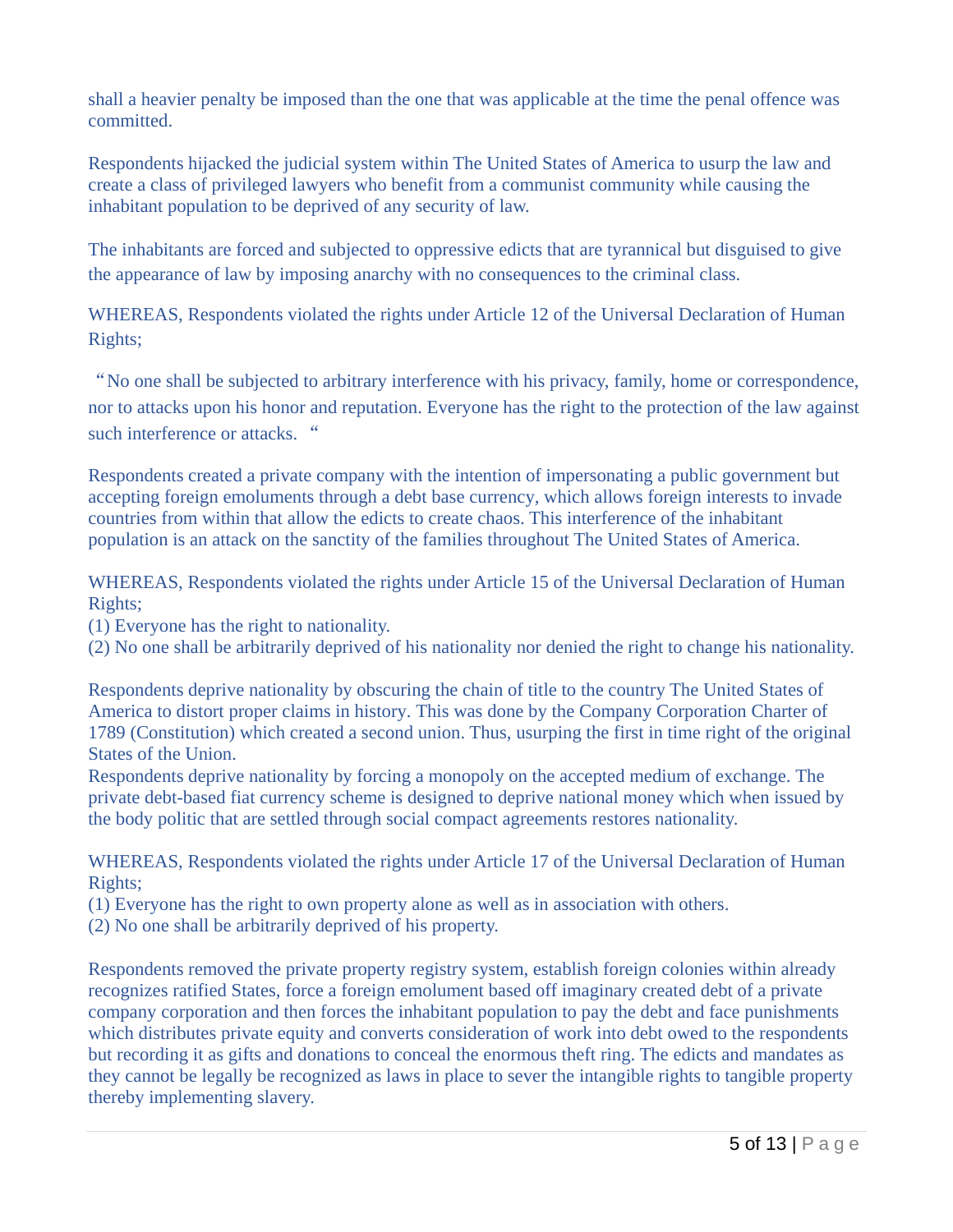shall a heavier penalty be imposed than the one that was applicable at the time the penal offence was committed.

Respondents hijacked the judicial system within The United States of America to usurp the law and create a class of privileged lawyers who benefit from a communist community while causing the inhabitant population to be deprived of any security of law.

The inhabitants are forced and subjected to oppressive edicts that are tyrannical but disguised to give the appearance of law by imposing anarchy with no consequences to the criminal class.

WHEREAS, Respondents violated the rights under Article 12 of the Universal Declaration of Human Rights;

"No one shall be subjected to arbitrary interference with his privacy, family, home or correspondence, nor to attacks upon his honor and reputation. Everyone has the right to the protection of the law against such interference or attacks. "

Respondents created a private company with the intention of impersonating a public government but accepting foreign emoluments through a debt base currency, which allows foreign interests to invade countries from within that allow the edicts to create chaos. This interference of the inhabitant population is an attack on the sanctity of the families throughout The United States of America.

WHEREAS, Respondents violated the rights under Article 15 of the Universal Declaration of Human Rights;
(1) Everyone has the right to nationality.
(2) No one shall be arbitrarily deprived of his nationality nor denied the right to change his nationality.

Respondents deprive nationality by obscuring the chain of title to the country The United States of America to distort proper claims in history. This was done by the Company Corporation Charter of 1789 (Constitution) which created a second union. Thus, usurping the first in time right of the original States of the Union.
Respondents deprive nationality by forcing a monopoly on the accepted medium of exchange. The private debt-based fiat currency scheme is designed to deprive national money which when issued by the body politic that are settled through social compact agreements restores nationality.

WHEREAS, Respondents violated the rights under Article 17 of the Universal Declaration of Human Rights;
(1) Everyone has the right to own property alone as well as in association with others.
(2) No one shall be arbitrarily deprived of his property.

Respondents removed the private property registry system, establish foreign colonies within already recognizes ratified States, force a foreign emolument based off imaginary created debt of a private company corporation and then forces the inhabitant population to pay the debt and face punishments which distributes private equity and converts consideration of work into debt owed to the respondents but recording it as gifts and donations to conceal the enormous theft ring. The edicts and mandates as they cannot be legally be recognized as laws in place to sever the intangible rights to tangible property thereby implementing slavery.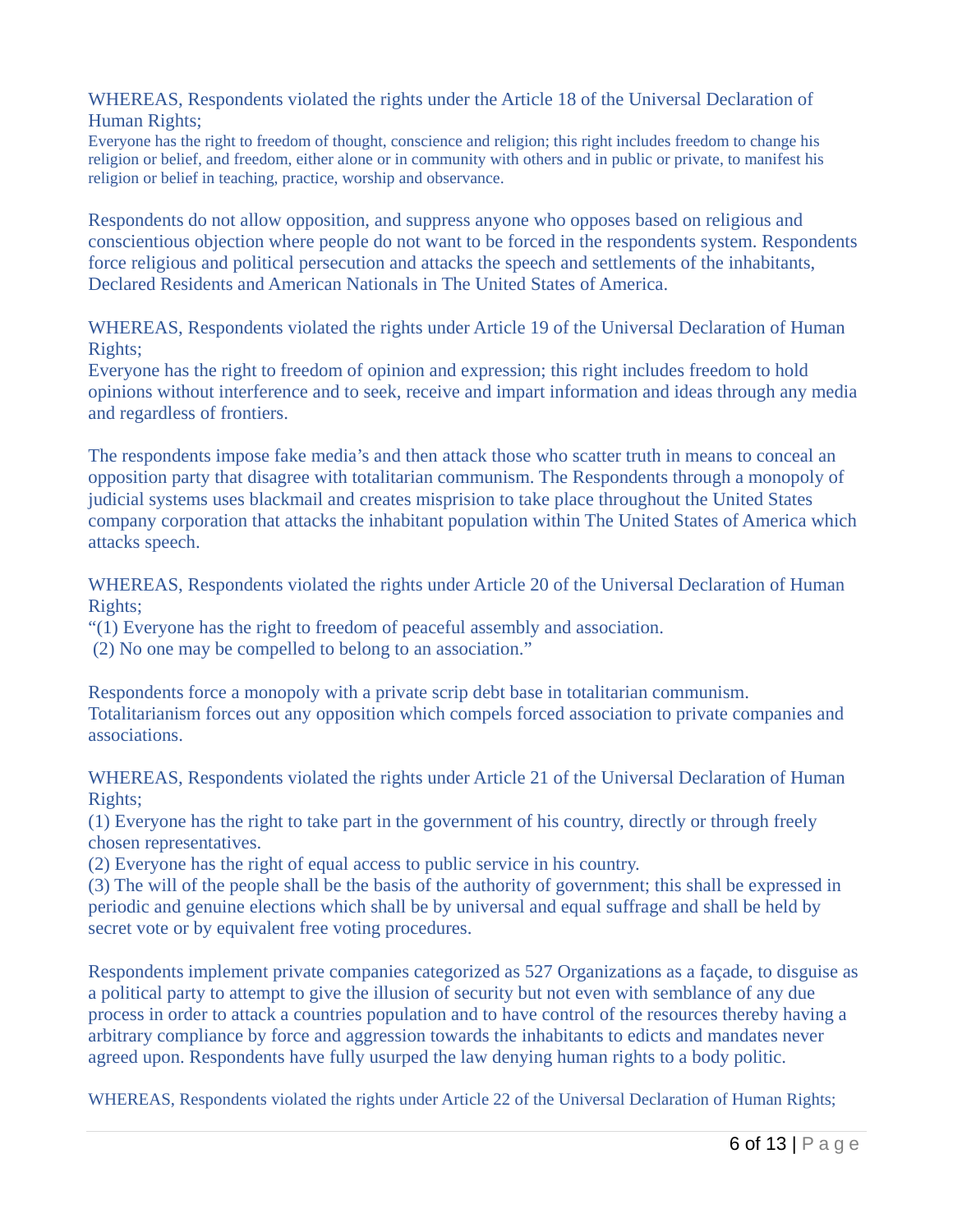WHEREAS, Respondents violated the rights under the Article 18 of the Universal Declaration of Human Rights;

Everyone has the right to freedom of thought, conscience and religion; this right includes freedom to change his religion or belief, and freedom, either alone or in community with others and in public or private, to manifest his religion or belief in teaching, practice, worship and observance.

Respondents do not allow opposition, and suppress anyone who opposes based on religious and conscientious objection where people do not want to be forced in the respondents system. Respondents force religious and political persecution and attacks the speech and settlements of the inhabitants, Declared Residents and American Nationals in The United States of America.

WHEREAS, Respondents violated the rights under Article 19 of the Universal Declaration of Human Rights;

Everyone has the right to freedom of opinion and expression; this right includes freedom to hold opinions without interference and to seek, receive and impart information and ideas through any media and regardless of frontiers.

The respondents impose fake media's and then attack those who scatter truth in means to conceal an opposition party that disagree with totalitarian communism. The Respondents through a monopoly of judicial systems uses blackmail and creates misprision to take place throughout the United States company corporation that attacks the inhabitant population within The United States of America which attacks speech.

WHEREAS, Respondents violated the rights under Article 20 of the Universal Declaration of Human Rights;

"(1) Everyone has the right to freedom of peaceful assembly and association.

(2) No one may be compelled to belong to an association."

Respondents force a monopoly with a private scrip debt base in totalitarian communism. Totalitarianism forces out any opposition which compels forced association to private companies and associations.

WHEREAS, Respondents violated the rights under Article 21 of the Universal Declaration of Human Rights;

(1) Everyone has the right to take part in the government of his country, directly or through freely chosen representatives.

(2) Everyone has the right of equal access to public service in his country.

(3) The will of the people shall be the basis of the authority of government; this shall be expressed in periodic and genuine elections which shall be by universal and equal suffrage and shall be held by secret vote or by equivalent free voting procedures.

Respondents implement private companies categorized as 527 Organizations as a façade, to disguise as a political party to attempt to give the illusion of security but not even with semblance of any due process in order to attack a countries population and to have control of the resources thereby having a arbitrary compliance by force and aggression towards the inhabitants to edicts and mandates never agreed upon. Respondents have fully usurped the law denying human rights to a body politic.

WHEREAS, Respondents violated the rights under Article 22 of the Universal Declaration of Human Rights;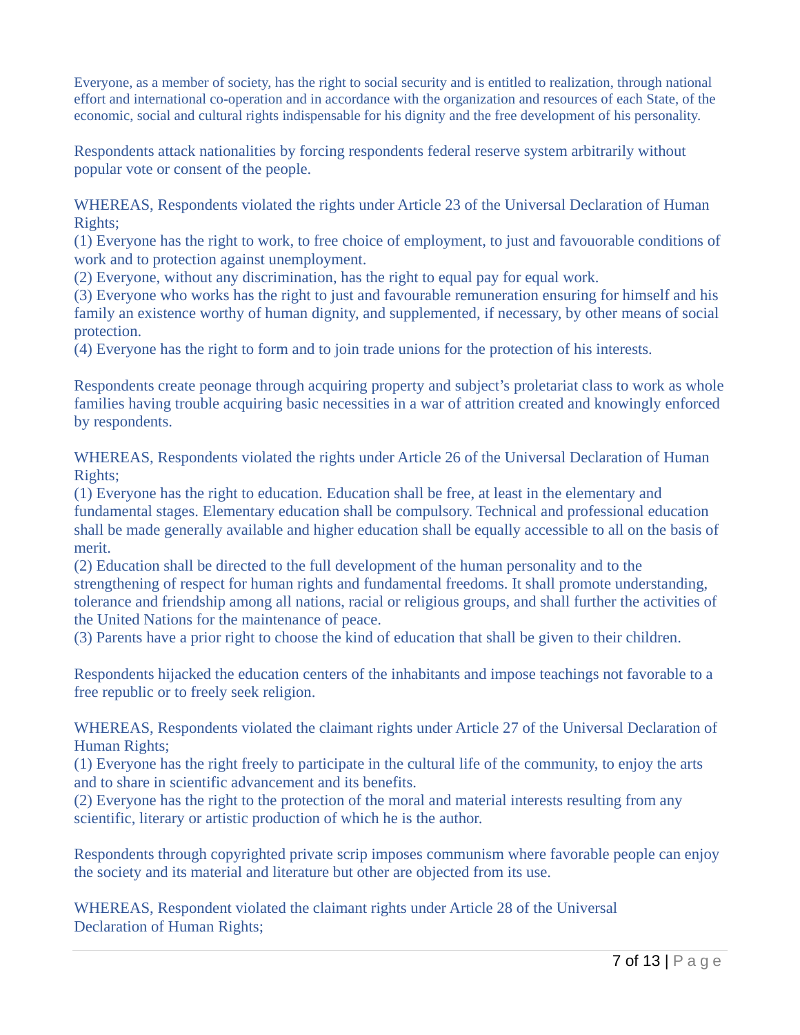Everyone, as a member of society, has the right to social security and is entitled to realization, through national effort and international co-operation and in accordance with the organization and resources of each State, of the economic, social and cultural rights indispensable for his dignity and the free development of his personality.

Respondents attack nationalities by forcing respondents federal reserve system arbitrarily without popular vote or consent of the people.

WHEREAS, Respondents violated the rights under Article 23 of the Universal Declaration of Human Rights;
(1) Everyone has the right to work, to free choice of employment, to just and favouorable conditions of work and to protection against unemployment.
(2) Everyone, without any discrimination, has the right to equal pay for equal work.
(3) Everyone who works has the right to just and favourable remuneration ensuring for himself and his family an existence worthy of human dignity, and supplemented, if necessary, by other means of social protection.
(4) Everyone has the right to form and to join trade unions for the protection of his interests.

Respondents create peonage through acquiring property and subject's proletariat class to work as whole families having trouble acquiring basic necessities in a war of attrition created and knowingly enforced by respondents.

WHEREAS, Respondents violated the rights under Article 26 of the Universal Declaration of Human Rights;
(1) Everyone has the right to education. Education shall be free, at least in the elementary and fundamental stages. Elementary education shall be compulsory. Technical and professional education shall be made generally available and higher education shall be equally accessible to all on the basis of merit.
(2) Education shall be directed to the full development of the human personality and to the strengthening of respect for human rights and fundamental freedoms. It shall promote understanding, tolerance and friendship among all nations, racial or religious groups, and shall further the activities of the United Nations for the maintenance of peace.
(3) Parents have a prior right to choose the kind of education that shall be given to their children.

Respondents hijacked the education centers of the inhabitants and impose teachings not favorable to a free republic or to freely seek religion.

WHEREAS, Respondents violated the claimant rights under Article 27 of the Universal Declaration of Human Rights;
(1) Everyone has the right freely to participate in the cultural life of the community, to enjoy the arts and to share in scientific advancement and its benefits.
(2) Everyone has the right to the protection of the moral and material interests resulting from any scientific, literary or artistic production of which he is the author.

Respondents through copyrighted private scrip imposes communism where favorable people can enjoy the society and its material and literature but other are objected from its use.

WHEREAS, Respondent violated the claimant rights under Article 28 of the Universal Declaration of Human Rights;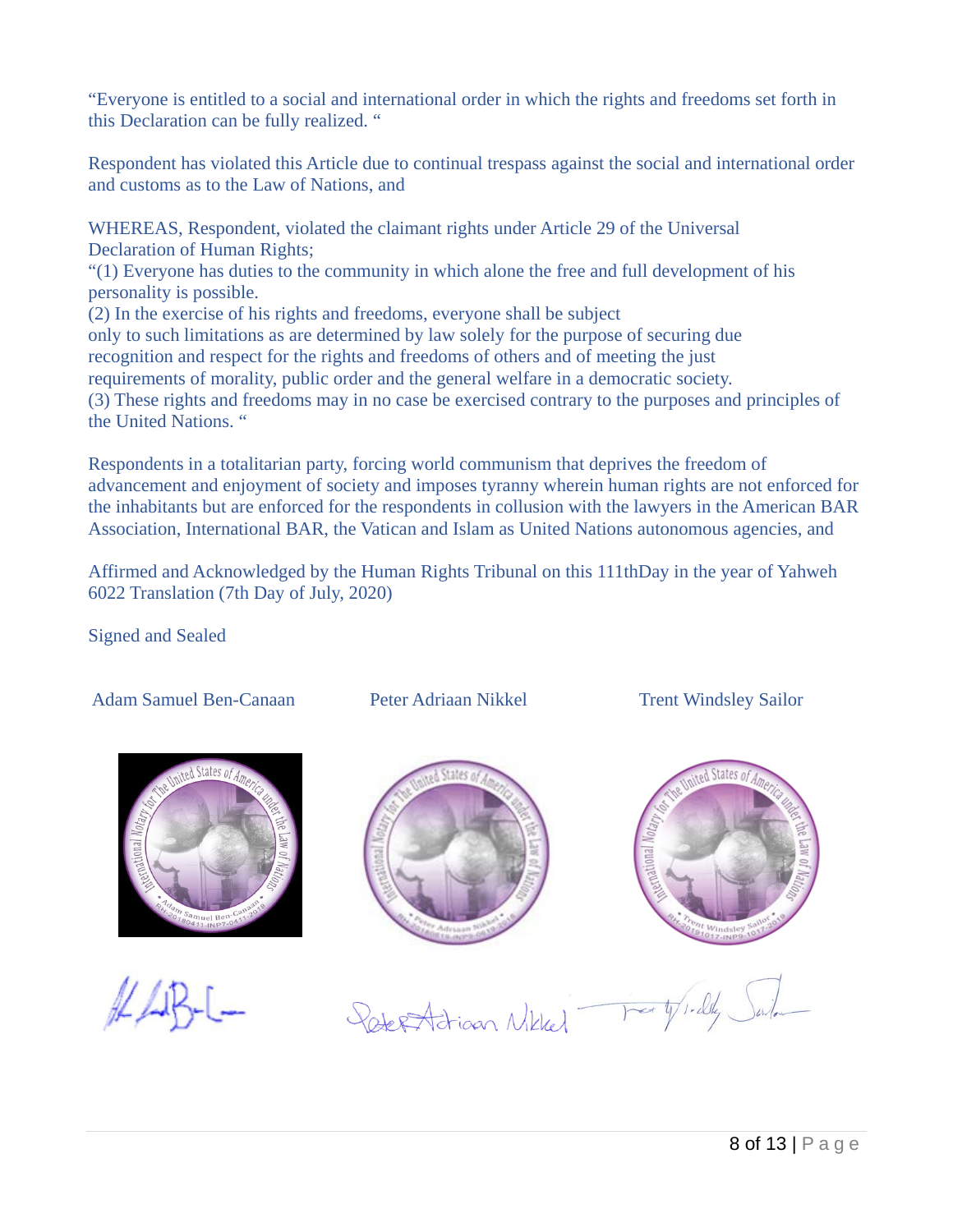"Everyone is entitled to a social and international order in which the rights and freedoms set forth in this Declaration can be fully realized. "

Respondent has violated this Article due to continual trespass against the social and international order and customs as to the Law of Nations, and

WHEREAS, Respondent, violated the claimant rights under Article 29 of the Universal Declaration of Human Rights;
"(1) Everyone has duties to the community in which alone the free and full development of his personality is possible.
(2) In the exercise of his rights and freedoms, everyone shall be subject only to such limitations as are determined by law solely for the purpose of securing due recognition and respect for the rights and freedoms of others and of meeting the just requirements of morality, public order and the general welfare in a democratic society.
(3) These rights and freedoms may in no case be exercised contrary to the purposes and principles of the United Nations. "

Respondents in a totalitarian party, forcing world communism that deprives the freedom of advancement and enjoyment of society and imposes tyranny wherein human rights are not enforced for the inhabitants but are enforced for the respondents in collusion with the lawyers in the American BAR Association, International BAR, the Vatican and Islam as United Nations autonomous agencies, and

Affirmed and Acknowledged by the Human Rights Tribunal on this 111thDay in the year of Yahweh 6022 Translation (7th Day of July, 2020)

Signed and Sealed

| Adam Samuel Ben-Canaan | Peter Adriaan Nikkel | Trent Windsley Sailor |
|---|---|---|
| International Notary for The United States of America under the Law of Nations • Adam Samuel Ben-Canaan • RH-20180411-INP7-0411-2018 | International Notary for The United States of America under the Law of Nations • Peter Adriaan Nikkel • RH-20180619-INP8-0619-2018 | International Notary for The United States of America under the Law of Nations • Trent Windsley Sailor • RH-20191017-INP9-1017-2019 |
| [signature] | Peter Adriaan Nikkel [signature] | Trent Windsley Sailor [signature] |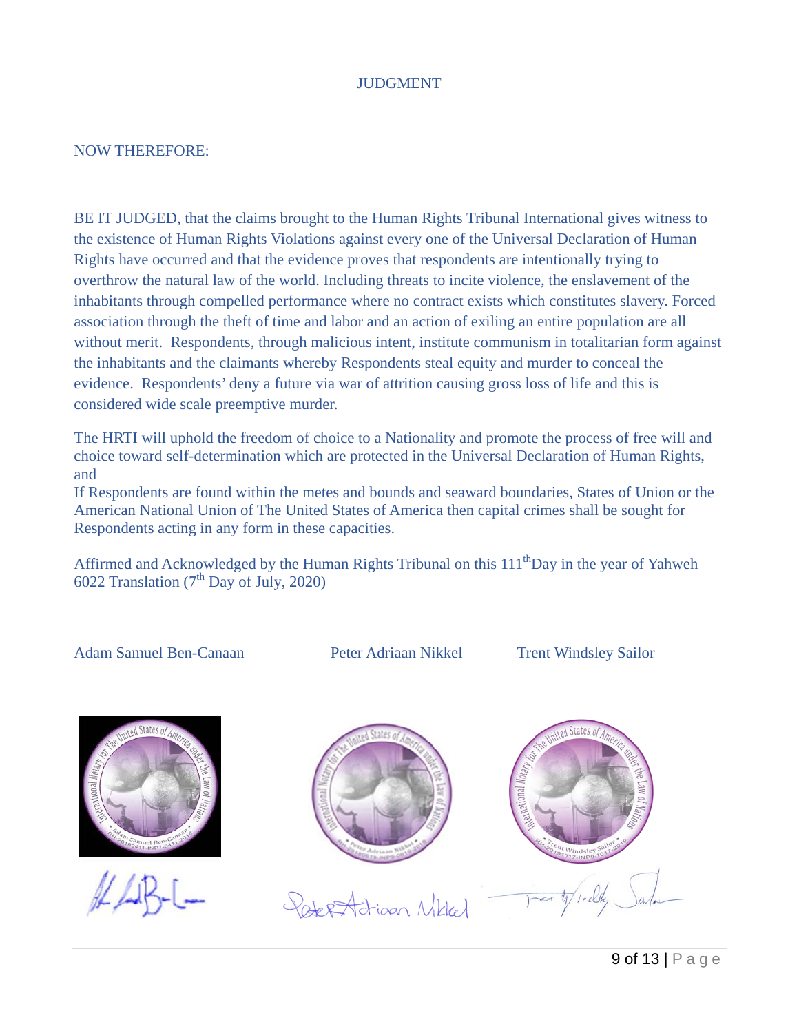# JUDGMENT

NOW THEREFORE:

BE IT JUDGED, that the claims brought to the Human Rights Tribunal International gives witness to the existence of Human Rights Violations against every one of the Universal Declaration of Human Rights have occurred and that the evidence proves that respondents are intentionally trying to overthrow the natural law of the world. Including threats to incite violence, the enslavement of the inhabitants through compelled performance where no contract exists which constitutes slavery. Forced association through the theft of time and labor and an action of exiling an entire population are all without merit. Respondents, through malicious intent, institute communism in totalitarian form against the inhabitants and the claimants whereby Respondents steal equity and murder to conceal the evidence. Respondents' deny a future via war of attrition causing gross loss of life and this is considered wide scale preemptive murder.

The HRTI will uphold the freedom of choice to a Nationality and promote the process of free will and choice toward self-determination which are protected in the Universal Declaration of Human Rights, and

If Respondents are found within the metes and bounds and seaward boundaries, States of Union or the American National Union of The United States of America then capital crimes shall be sought for Respondents acting in any form in these capacities.

Affirmed and Acknowledged by the Human Rights Tribunal on this 111th Day in the year of Yahweh 6022 Translation (7th Day of July, 2020)

Adam Samuel Ben-Canaan | Peter Adriaan Nikkel | Trent Windsley Sailor

International Notary for The United States of America under the Law of Nations • Adam Samuel Ben-Canaan • RH-20180411-INP7-0411-2018

International Notary for The United States of America under the Law of Nations • Peter Adriaan Nikkel • RH-20180619-INP9-0619-2018

International Notary for The United States of America under the Law of Nations • Trent Windsley Sailor • RH-20191017-INP9-1017-2019

ALB-C

Peter Adriaan Nikkel

Trent Windsley Sailor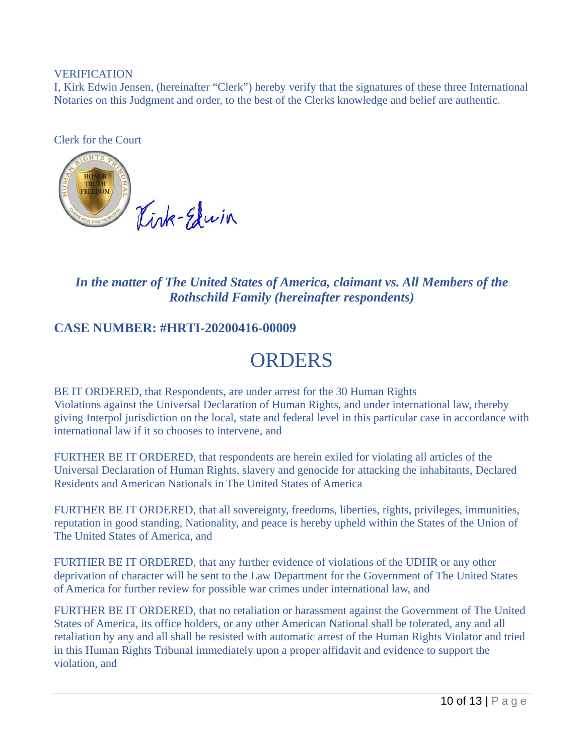VERIFICATION
I, Kirk Edwin Jensen, (hereinafter "Clerk") hereby verify that the signatures of these three International Notaries on this Judgment and order, to the best of the Clerks knowledge and belief are authentic.

Clerk for the Court

Kirk-Edwin

### *In the matter of The United States of America, claimant vs. All Members of the Rothschild Family (hereinafter respondents)*

### CASE NUMBER: #HRTI-20200416-00009

# ORDERS

BE IT ORDERED, that Respondents, are under arrest for the 30 Human Rights Violations against the Universal Declaration of Human Rights, and under international law, thereby giving Interpol jurisdiction on the local, state and federal level in this particular case in accordance with international law if it so chooses to intervene, and

FURTHER BE IT ORDERED, that respondents are herein exiled for violating all articles of the Universal Declaration of Human Rights, slavery and genocide for attacking the inhabitants, Declared Residents and American Nationals in The United States of America

FURTHER BE IT ORDERED, that all sovereignty, freedoms, liberties, rights, privileges, immunities, reputation in good standing, Nationality, and peace is hereby upheld within the States of the Union of The United States of America, and

FURTHER BE IT ORDERED, that any further evidence of violations of the UDHR or any other deprivation of character will be sent to the Law Department for the Government of The United States of America for further review for possible war crimes under international law, and

FURTHER BE IT ORDERED, that no retaliation or harassment against the Government of The United States of America, its office holders, or any other American National shall be tolerated, any and all retaliation by any and all shall be resisted with automatic arrest of the Human Rights Violator and tried in this Human Rights Tribunal immediately upon a proper affidavit and evidence to support the violation, and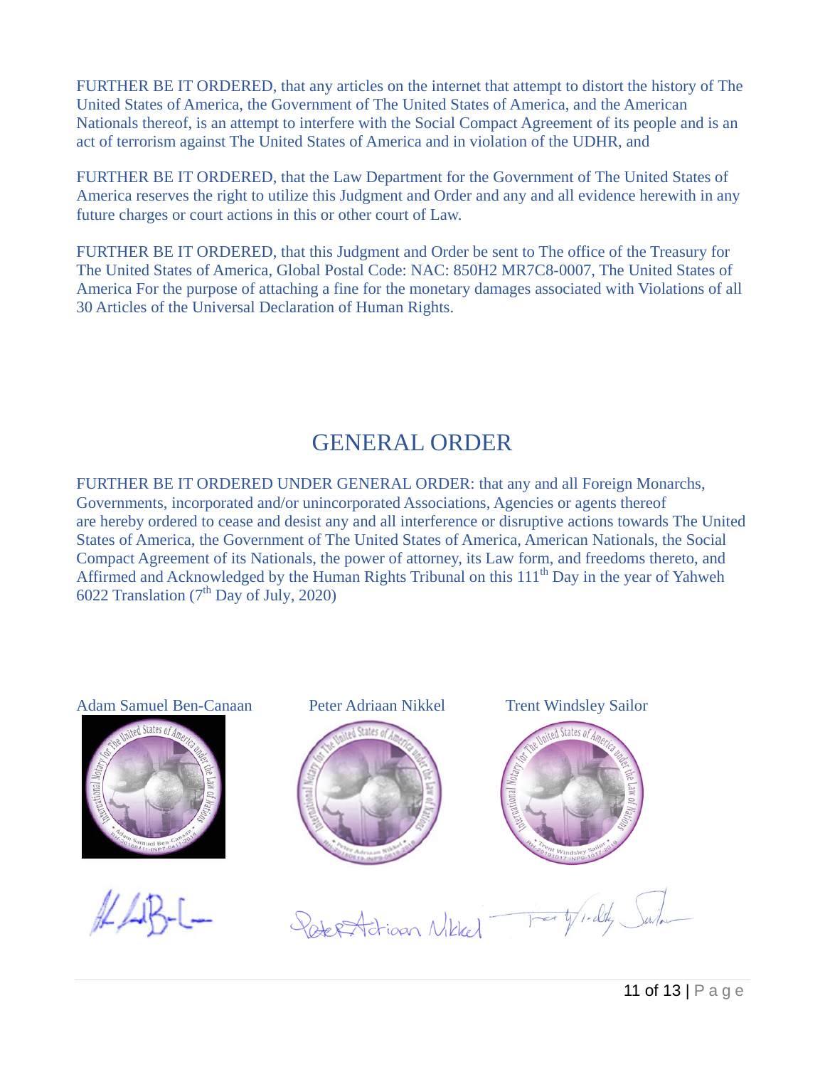FURTHER BE IT ORDERED, that any articles on the internet that attempt to distort the history of The United States of America, the Government of The United States of America, and the American Nationals thereof, is an attempt to interfere with the Social Compact Agreement of its people and is an act of terrorism against The United States of America and in violation of the UDHR, and

FURTHER BE IT ORDERED, that the Law Department for the Government of The United States of America reserves the right to utilize this Judgment and Order and any and all evidence herewith in any future charges or court actions in this or other court of Law.

FURTHER BE IT ORDERED, that this Judgment and Order be sent to The office of the Treasury for The United States of America, Global Postal Code: NAC: 850H2 MR7C8-0007, The United States of America For the purpose of attaching a fine for the monetary damages associated with Violations of all 30 Articles of the Universal Declaration of Human Rights.

# GENERAL ORDER

FURTHER BE IT ORDERED UNDER GENERAL ORDER: that any and all Foreign Monarchs, Governments, incorporated and/or unincorporated Associations, Agencies or agents thereof are hereby ordered to cease and desist any and all interference or disruptive actions towards The United States of America, the Government of The United States of America, American Nationals, the Social Compact Agreement of its Nationals, the power of attorney, its Law form, and freedoms thereto, and Affirmed and Acknowledged by the Human Rights Tribunal on this 111th Day in the year of Yahweh 6022 Translation (7th Day of July, 2020)

Adam Samuel Ben-Canaan

International Notary for The United States of America under the Law of Nations
Adam Samuel Ben-Canaan

Peter Adriaan Nikkel

International Notary for The United States of America under the Law of Nations
Peter Adriaan Nikkel

Trent Windsley Sailor

International Notary for The United States of America under the Law of Nations
Trent Windsley Sailor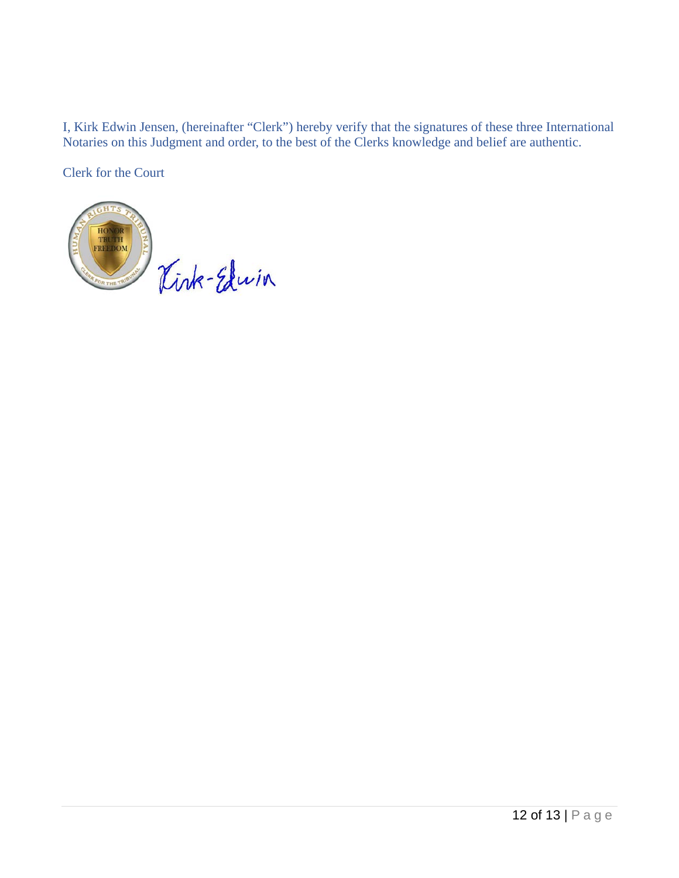I, Kirk Edwin Jensen, (hereinafter "Clerk") hereby verify that the signatures of these three International Notaries on this Judgment and order, to the best of the Clerks knowledge and belief are authentic.

Clerk for the Court

HUMAN RIGHTS TRIBUNAL
HONOR
TRUTH
FREEDOM
CLERK FOR THE TRIBUNAL

Kirk-Edwin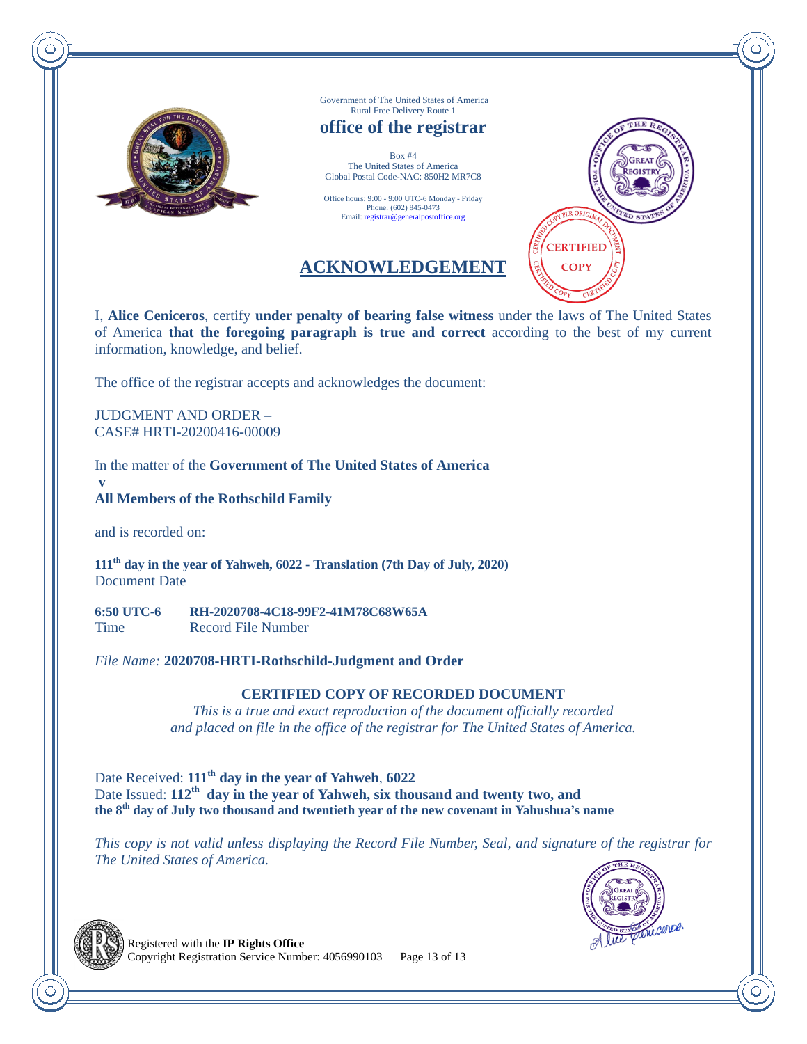Government of The United States of America
Rural Free Delivery Route 1

## office of the registrar

Box #4
The United States of America
Global Postal Code-NAC: 850H2 MR7C8

Office hours: 9:00 - 9:00 UTC-6 Monday - Friday
Phone: (602) 845-0473
Email: registrar@generalpostoffice.org

# ACKNOWLEDGEMENT

I, **Alice Ceniceros**, certify **under penalty of bearing false witness** under the laws of The United States of America **that the foregoing paragraph is true and correct** according to the best of my current information, knowledge, and belief.

The office of the registrar accepts and acknowledges the document:

JUDGMENT AND ORDER –
CASE# HRTI-20200416-00009

In the matter of the **Government of The United States of America**
**v**
**All Members of the Rothschild Family**

and is recorded on:

**111th day in the year of Yahweh, 6022 - Translation (7th Day of July, 2020)**
Document Date

**6:50 UTC-6** — **RH-2020708-4C18-99F2-41M78C68W65A**
Time — Record File Number

*File Name:* **2020708-HRTI-Rothschild-Judgment and Order**

**CERTIFIED COPY OF RECORDED DOCUMENT**
*This is a true and exact reproduction of the document officially recorded and placed on file in the office of the registrar for The United States of America.*

Date Received: **111th day in the year of Yahweh**, **6022**
Date Issued: **112th day in the year of Yahweh, six thousand and twenty two, and the 8th day of July two thousand and twentieth year of the new covenant in Yahushua's name**

*This copy is not valid unless displaying the Record File Number, Seal, and signature of the registrar for The United States of America.*

Alice Ceniceros

Registered with the **IP Rights Office**
Copyright Registration Service Number: 4056990103